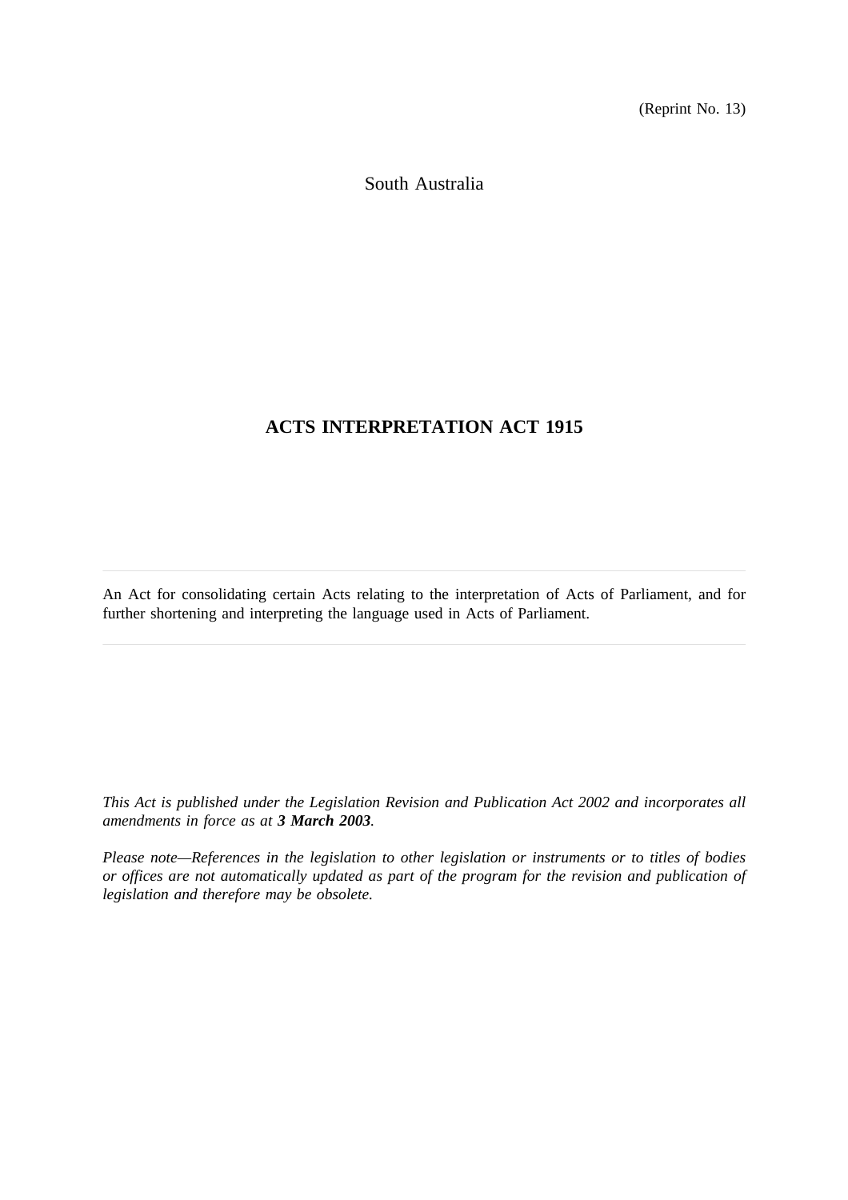(Reprint No. 13)

South Australia

# ACTS INTERPRETATION ACT 1915

---

An Act for consolidating certain Acts relating to the interpretation of Acts of Parliament, and for further shortening and interpreting the language used in Acts of Parliament.

---

*This Act is published under the Legislation Revision and Publication Act 2002 and incorporates all amendments in force as at **3 March 2003**.*

*Please note—References in the legislation to other legislation or instruments or to titles of bodies or offices are not automatically updated as part of the program for the revision and publication of legislation and therefore may be obsolete.*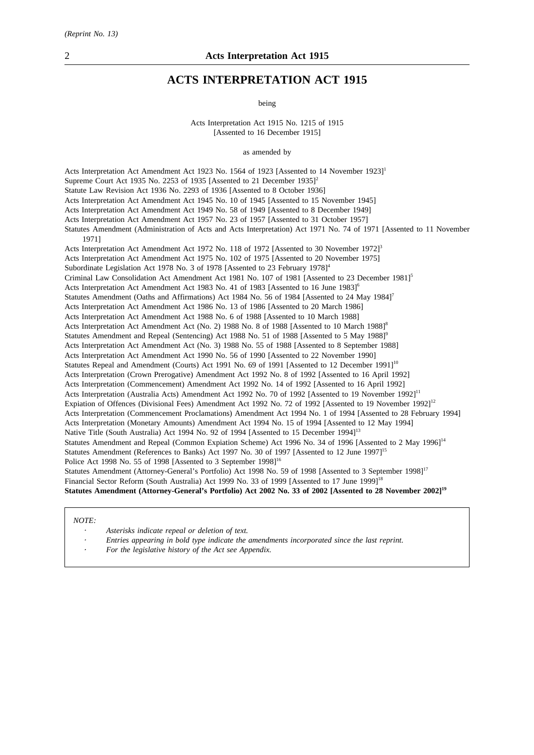# ACTS INTERPRETATION ACT 1915

being

Acts Interpretation Act 1915 No. 1215 of 1915
[Assented to 16 December 1915]

as amended by

Acts Interpretation Act Amendment Act 1923 No. 1564 of 1923 [Assented to 14 November 1923][1]
Supreme Court Act 1935 No. 2253 of 1935 [Assented to 21 December 1935][2]
Statute Law Revision Act 1936 No. 2293 of 1936 [Assented to 8 October 1936]
Acts Interpretation Act Amendment Act 1945 No. 10 of 1945 [Assented to 15 November 1945]
Acts Interpretation Act Amendment Act 1949 No. 58 of 1949 [Assented to 8 December 1949]
Acts Interpretation Act Amendment Act 1957 No. 23 of 1957 [Assented to 31 October 1957]
Statutes Amendment (Administration of Acts and Acts Interpretation) Act 1971 No. 74 of 1971 [Assented to 11 November 1971]
Acts Interpretation Act Amendment Act 1972 No. 118 of 1972 [Assented to 30 November 1972][3]
Acts Interpretation Act Amendment Act 1975 No. 102 of 1975 [Assented to 20 November 1975]
Subordinate Legislation Act 1978 No. 3 of 1978 [Assented to 23 February 1978][4]
Criminal Law Consolidation Act Amendment Act 1981 No. 107 of 1981 [Assented to 23 December 1981][5]
Acts Interpretation Act Amendment Act 1983 No. 41 of 1983 [Assented to 16 June 1983][6]
Statutes Amendment (Oaths and Affirmations) Act 1984 No. 56 of 1984 [Assented to 24 May 1984][7]
Acts Interpretation Act Amendment Act 1986 No. 13 of 1986 [Assented to 20 March 1986]
Acts Interpretation Act Amendment Act 1988 No. 6 of 1988 [Assented to 10 March 1988]
Acts Interpretation Act Amendment Act (No. 2) 1988 No. 8 of 1988 [Assented to 10 March 1988][8]
Statutes Amendment and Repeal (Sentencing) Act 1988 No. 51 of 1988 [Assented to 5 May 1988][9]
Acts Interpretation Act Amendment Act (No. 3) 1988 No. 55 of 1988 [Assented to 8 September 1988]
Acts Interpretation Act Amendment Act 1990 No. 56 of 1990 [Assented to 22 November 1990]
Statutes Repeal and Amendment (Courts) Act 1991 No. 69 of 1991 [Assented to 12 December 1991][10]
Acts Interpretation (Crown Prerogative) Amendment Act 1992 No. 8 of 1992 [Assented to 16 April 1992]
Acts Interpretation (Commencement) Amendment Act 1992 No. 14 of 1992 [Assented to 16 April 1992]
Acts Interpretation (Australia Acts) Amendment Act 1992 No. 70 of 1992 [Assented to 19 November 1992][11]
Expiation of Offences (Divisional Fees) Amendment Act 1992 No. 72 of 1992 [Assented to 19 November 1992][12]
Acts Interpretation (Commencement Proclamations) Amendment Act 1994 No. 1 of 1994 [Assented to 28 February 1994]
Acts Interpretation (Monetary Amounts) Amendment Act 1994 No. 15 of 1994 [Assented to 12 May 1994]
Native Title (South Australia) Act 1994 No. 92 of 1994 [Assented to 15 December 1994][13]
Statutes Amendment and Repeal (Common Expiation Scheme) Act 1996 No. 34 of 1996 [Assented to 2 May 1996][14]
Statutes Amendment (References to Banks) Act 1997 No. 30 of 1997 [Assented to 12 June 1997][15]
Police Act 1998 No. 55 of 1998 [Assented to 3 September 1998][16]
Statutes Amendment (Attorney-General's Portfolio) Act 1998 No. 59 of 1998 [Assented to 3 September 1998][17]
Financial Sector Reform (South Australia) Act 1999 No. 33 of 1999 [Assented to 17 June 1999][18]
**Statutes Amendment (Attorney-General's Portfolio) Act 2002 No. 33 of 2002 [Assented to 28 November 2002][19]**

*NOTE:*

- *Asterisks indicate repeal or deletion of text.*
- *Entries appearing in bold type indicate the amendments incorporated since the last reprint.*
- *For the legislative history of the Act see Appendix.*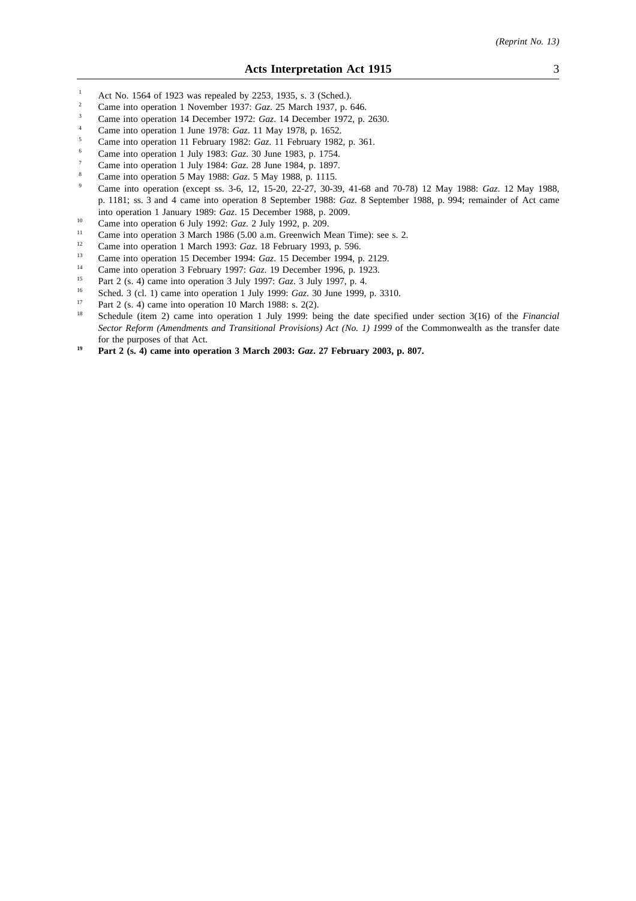[1] Act No. 1564 of 1923 was repealed by 2253, 1935, s. 3 (Sched.).

[2] Came into operation 1 November 1937: *Gaz*. 25 March 1937, p. 646.

[3] Came into operation 14 December 1972: *Gaz*. 14 December 1972, p. 2630.

[4] Came into operation 1 June 1978: *Gaz*. 11 May 1978, p. 1652.

[5] Came into operation 11 February 1982: *Gaz*. 11 February 1982, p. 361.

[6] Came into operation 1 July 1983: *Gaz*. 30 June 1983, p. 1754.

[7] Came into operation 1 July 1984: *Gaz*. 28 June 1984, p. 1897.

[8] Came into operation 5 May 1988: *Gaz*. 5 May 1988, p. 1115.

[9] Came into operation (except ss. 3-6, 12, 15-20, 22-27, 30-39, 41-68 and 70-78) 12 May 1988: *Gaz*. 12 May 1988, p. 1181; ss. 3 and 4 came into operation 8 September 1988: *Gaz*. 8 September 1988, p. 994; remainder of Act came into operation 1 January 1989: *Gaz*. 15 December 1988, p. 2009.

[10] Came into operation 6 July 1992: *Gaz*. 2 July 1992, p. 209.

[11] Came into operation 3 March 1986 (5.00 a.m. Greenwich Mean Time): see s. 2.

[12] Came into operation 1 March 1993: *Gaz*. 18 February 1993, p. 596.

[13] Came into operation 15 December 1994: *Gaz*. 15 December 1994, p. 2129.

[14] Came into operation 3 February 1997: *Gaz*. 19 December 1996, p. 1923.

[15] Part 2 (s. 4) came into operation 3 July 1997: *Gaz*. 3 July 1997, p. 4.

[16] Sched. 3 (cl. 1) came into operation 1 July 1999: *Gaz*. 30 June 1999, p. 3310.

[17] Part 2 (s. 4) came into operation 10 March 1988: s. 2(2).

[18] Schedule (item 2) came into operation 1 July 1999: being the date specified under section 3(16) of the *Financial Sector Reform (Amendments and Transitional Provisions) Act (No. 1) 1999* of the Commonwealth as the transfer date for the purposes of that Act.

**[19] Part 2 (s. 4) came into operation 3 March 2003: *Gaz*. 27 February 2003, p. 807.**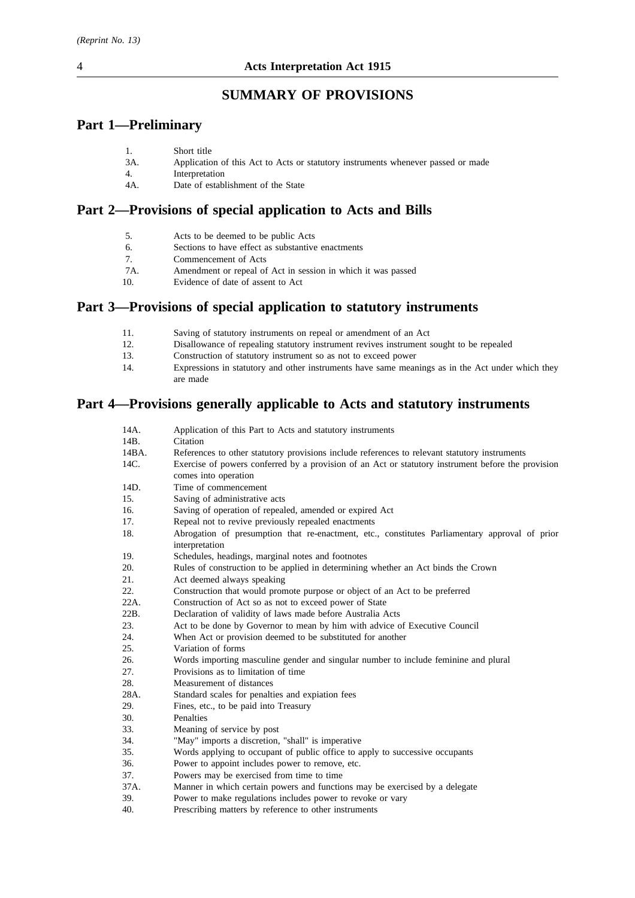# SUMMARY OF PROVISIONS

## Part 1—Preliminary

| | |
|---|---|
| 1. | Short title |
| 3A. | Application of this Act to Acts or statutory instruments whenever passed or made |
| 4. | Interpretation |
| 4A. | Date of establishment of the State |

## Part 2—Provisions of special application to Acts and Bills

| | |
|---|---|
| 5. | Acts to be deemed to be public Acts |
| 6. | Sections to have effect as substantive enactments |
| 7. | Commencement of Acts |
| 7A. | Amendment or repeal of Act in session in which it was passed |
| 10. | Evidence of date of assent to Act |

## Part 3—Provisions of special application to statutory instruments

| | |
|---|---|
| 11. | Saving of statutory instruments on repeal or amendment of an Act |
| 12. | Disallowance of repealing statutory instrument revives instrument sought to be repealed |
| 13. | Construction of statutory instrument so as not to exceed power |
| 14. | Expressions in statutory and other instruments have same meanings as in the Act under which they are made |

## Part 4—Provisions generally applicable to Acts and statutory instruments

| | |
|---|---|
| 14A. | Application of this Part to Acts and statutory instruments |
| 14B. | Citation |
| 14BA. | References to other statutory provisions include references to relevant statutory instruments |
| 14C. | Exercise of powers conferred by a provision of an Act or statutory instrument before the provision comes into operation |
| 14D. | Time of commencement |
| 15. | Saving of administrative acts |
| 16. | Saving of operation of repealed, amended or expired Act |
| 17. | Repeal not to revive previously repealed enactments |
| 18. | Abrogation of presumption that re-enactment, etc., constitutes Parliamentary approval of prior interpretation |
| 19. | Schedules, headings, marginal notes and footnotes |
| 20. | Rules of construction to be applied in determining whether an Act binds the Crown |
| 21. | Act deemed always speaking |
| 22. | Construction that would promote purpose or object of an Act to be preferred |
| 22A. | Construction of Act so as not to exceed power of State |
| 22B. | Declaration of validity of laws made before Australia Acts |
| 23. | Act to be done by Governor to mean by him with advice of Executive Council |
| 24. | When Act or provision deemed to be substituted for another |
| 25. | Variation of forms |
| 26. | Words importing masculine gender and singular number to include feminine and plural |
| 27. | Provisions as to limitation of time |
| 28. | Measurement of distances |
| 28A. | Standard scales for penalties and expiation fees |
| 29. | Fines, etc., to be paid into Treasury |
| 30. | Penalties |
| 33. | Meaning of service by post |
| 34. | "May" imports a discretion, "shall" is imperative |
| 35. | Words applying to occupant of public office to apply to successive occupants |
| 36. | Power to appoint includes power to remove, etc. |
| 37. | Powers may be exercised from time to time |
| 37A. | Manner in which certain powers and functions may be exercised by a delegate |
| 39. | Power to make regulations includes power to revoke or vary |
| 40. | Prescribing matters by reference to other instruments |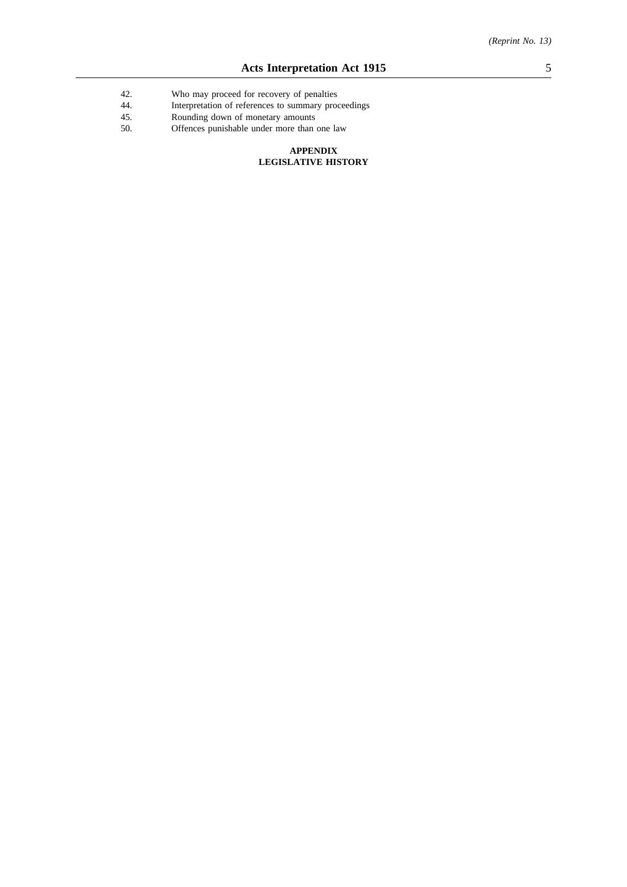42. Who may proceed for recovery of penalties
44. Interpretation of references to summary proceedings
45. Rounding down of monetary amounts
50. Offences punishable under more than one law

**APPENDIX**
**LEGISLATIVE HISTORY**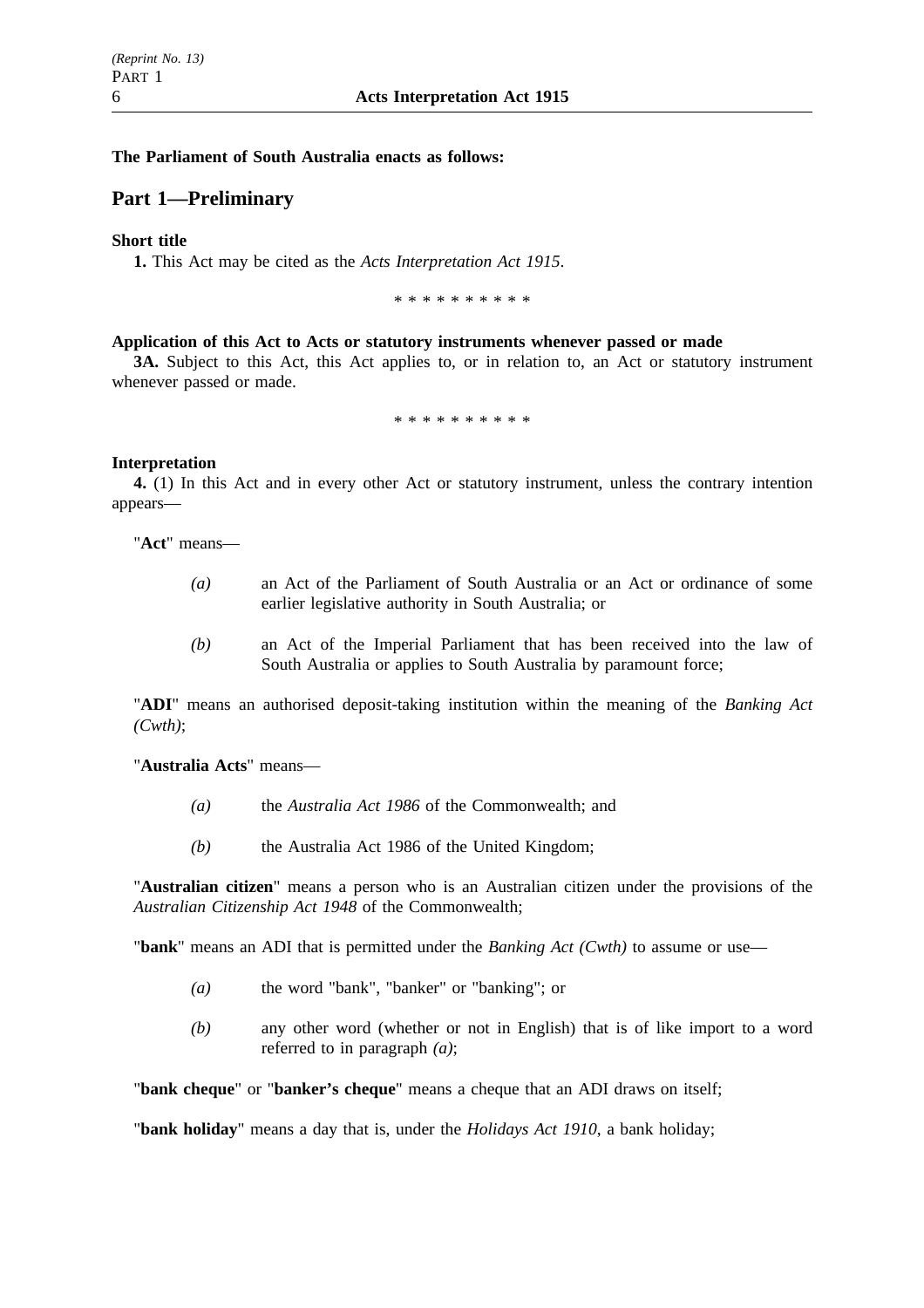**The Parliament of South Australia enacts as follows:**

## Part 1—Preliminary

**Short title**

**1.** This Act may be cited as the *Acts Interpretation Act 1915*.

\* \* \* \* \* \* \* \* \* \*

**Application of this Act to Acts or statutory instruments whenever passed or made**

**3A.** Subject to this Act, this Act applies to, or in relation to, an Act or statutory instrument whenever passed or made.

\* \* \* \* \* \* \* \* \* \*

**Interpretation**

**4.** (1) In this Act and in every other Act or statutory instrument, unless the contrary intention appears—

"**Act**" means—

*(a)* an Act of the Parliament of South Australia or an Act or ordinance of some earlier legislative authority in South Australia; or

*(b)* an Act of the Imperial Parliament that has been received into the law of South Australia or applies to South Australia by paramount force;

"**ADI**" means an authorised deposit-taking institution within the meaning of the *Banking Act (Cwth)*;

"**Australia Acts**" means—

*(a)* the *Australia Act 1986* of the Commonwealth; and

*(b)* the Australia Act 1986 of the United Kingdom;

"**Australian citizen**" means a person who is an Australian citizen under the provisions of the *Australian Citizenship Act 1948* of the Commonwealth;

"**bank**" means an ADI that is permitted under the *Banking Act (Cwth)* to assume or use—

*(a)* the word "bank", "banker" or "banking"; or

*(b)* any other word (whether or not in English) that is of like import to a word referred to in paragraph *(a)*;

"**bank cheque**" or "**banker's cheque**" means a cheque that an ADI draws on itself;

"**bank holiday**" means a day that is, under the *Holidays Act 1910*, a bank holiday;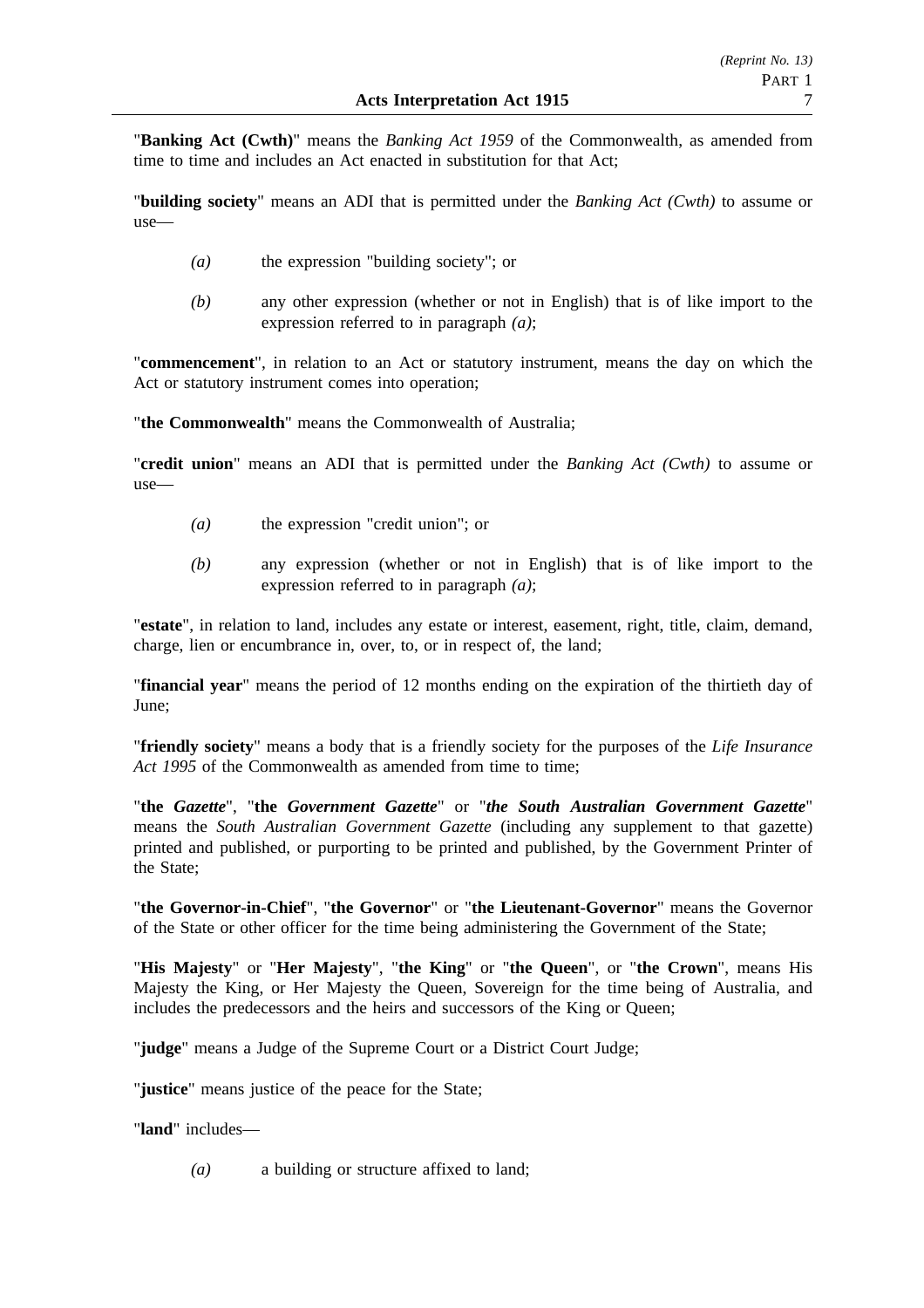"**Banking Act (Cwth)**" means the *Banking Act 1959* of the Commonwealth, as amended from time to time and includes an Act enacted in substitution for that Act;

"**building society**" means an ADI that is permitted under the *Banking Act (Cwth)* to assume or use—

*(a)* the expression "building society"; or

*(b)* any other expression (whether or not in English) that is of like import to the expression referred to in paragraph *(a)*;

"**commencement**", in relation to an Act or statutory instrument, means the day on which the Act or statutory instrument comes into operation;

"**the Commonwealth**" means the Commonwealth of Australia;

"**credit union**" means an ADI that is permitted under the *Banking Act (Cwth)* to assume or use—

*(a)* the expression "credit union"; or

*(b)* any expression (whether or not in English) that is of like import to the expression referred to in paragraph *(a)*;

"**estate**", in relation to land, includes any estate or interest, easement, right, title, claim, demand, charge, lien or encumbrance in, over, to, or in respect of, the land;

"**financial year**" means the period of 12 months ending on the expiration of the thirtieth day of June;

"**friendly society**" means a body that is a friendly society for the purposes of the *Life Insurance Act 1995* of the Commonwealth as amended from time to time;

"**the *Gazette***", "**the *Government Gazette***" or "***the South Australian Government Gazette***" means the *South Australian Government Gazette* (including any supplement to that gazette) printed and published, or purporting to be printed and published, by the Government Printer of the State;

"**the Governor-in-Chief**", "**the Governor**" or "**the Lieutenant-Governor**" means the Governor of the State or other officer for the time being administering the Government of the State;

"**His Majesty**" or "**Her Majesty**", "**the King**" or "**the Queen**", or "**the Crown**", means His Majesty the King, or Her Majesty the Queen, Sovereign for the time being of Australia, and includes the predecessors and the heirs and successors of the King or Queen;

"**judge**" means a Judge of the Supreme Court or a District Court Judge;

"**justice**" means justice of the peace for the State;

"**land**" includes—

*(a)* a building or structure affixed to land;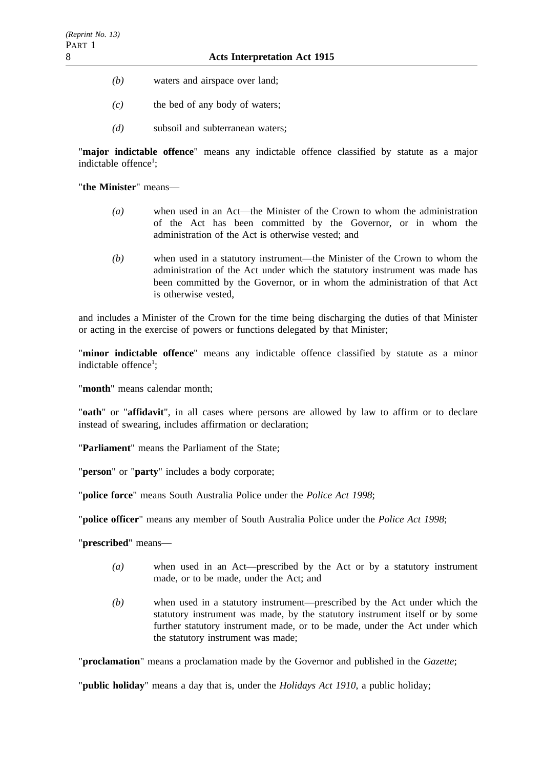*(b)* waters and airspace over land;

*(c)* the bed of any body of waters;

*(d)* subsoil and subterranean waters;

"**major indictable offence**" means any indictable offence classified by statute as a major indictable offence[1];

"**the Minister**" means—

*(a)* when used in an Act—the Minister of the Crown to whom the administration of the Act has been committed by the Governor, or in whom the administration of the Act is otherwise vested; and

*(b)* when used in a statutory instrument—the Minister of the Crown to whom the administration of the Act under which the statutory instrument was made has been committed by the Governor, or in whom the administration of that Act is otherwise vested,

and includes a Minister of the Crown for the time being discharging the duties of that Minister or acting in the exercise of powers or functions delegated by that Minister;

"**minor indictable offence**" means any indictable offence classified by statute as a minor indictable offence[1];

"**month**" means calendar month;

"**oath**" or "**affidavit**", in all cases where persons are allowed by law to affirm or to declare instead of swearing, includes affirmation or declaration;

"**Parliament**" means the Parliament of the State;

"**person**" or "**party**" includes a body corporate;

"**police force**" means South Australia Police under the *Police Act 1998*;

"**police officer**" means any member of South Australia Police under the *Police Act 1998*;

"**prescribed**" means—

*(a)* when used in an Act—prescribed by the Act or by a statutory instrument made, or to be made, under the Act; and

*(b)* when used in a statutory instrument—prescribed by the Act under which the statutory instrument was made, by the statutory instrument itself or by some further statutory instrument made, or to be made, under the Act under which the statutory instrument was made;

"**proclamation**" means a proclamation made by the Governor and published in the *Gazette*;

"**public holiday**" means a day that is, under the *Holidays Act 1910*, a public holiday;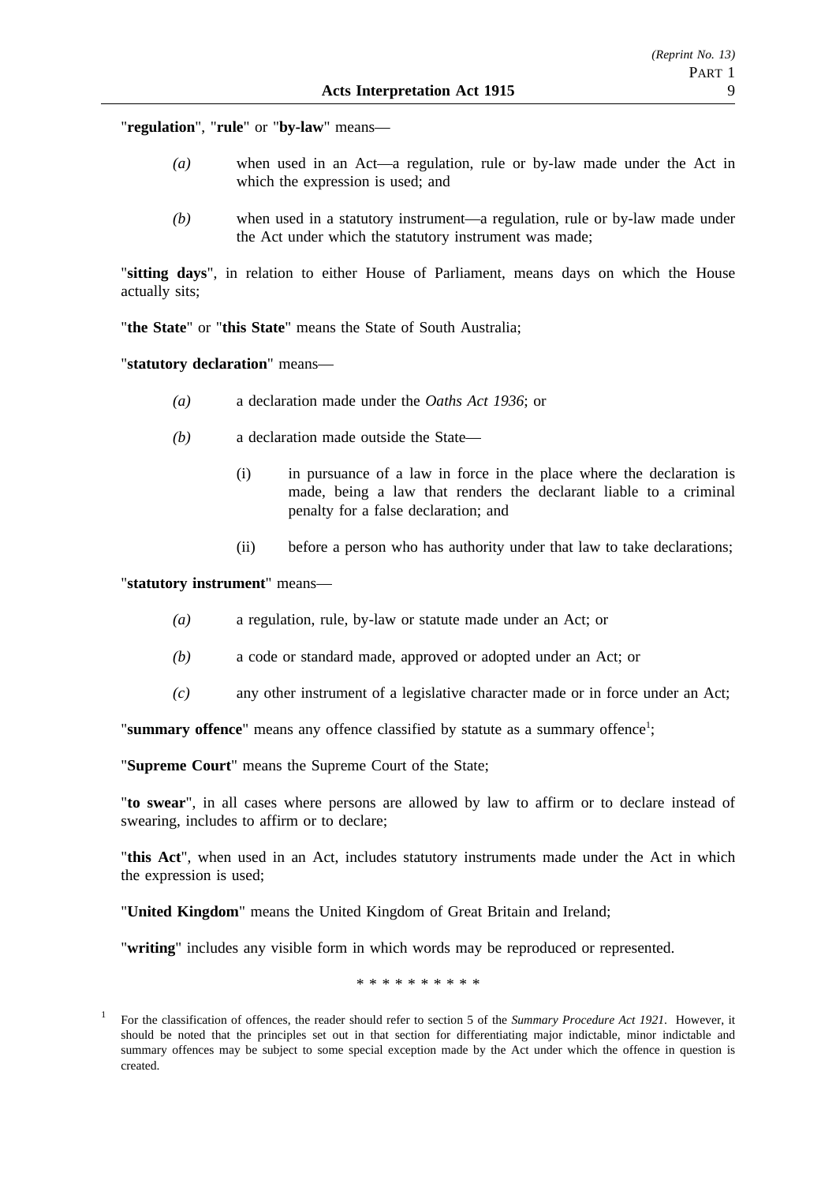"**regulation**", "**rule**" or "**by-law**" means—

*(a)* when used in an Act—a regulation, rule or by-law made under the Act in which the expression is used; and

*(b)* when used in a statutory instrument—a regulation, rule or by-law made under the Act under which the statutory instrument was made;

"**sitting days**", in relation to either House of Parliament, means days on which the House actually sits;

"**the State**" or "**this State**" means the State of South Australia;

"**statutory declaration**" means—

*(a)* a declaration made under the *Oaths Act 1936*; or

*(b)* a declaration made outside the State—

(i) in pursuance of a law in force in the place where the declaration is made, being a law that renders the declarant liable to a criminal penalty for a false declaration; and

(ii) before a person who has authority under that law to take declarations;

"**statutory instrument**" means—

*(a)* a regulation, rule, by-law or statute made under an Act; or

*(b)* a code or standard made, approved or adopted under an Act; or

*(c)* any other instrument of a legislative character made or in force under an Act;

"**summary offence**" means any offence classified by statute as a summary offence[1];

"**Supreme Court**" means the Supreme Court of the State;

"**to swear**", in all cases where persons are allowed by law to affirm or to declare instead of swearing, includes to affirm or to declare;

"**this Act**", when used in an Act, includes statutory instruments made under the Act in which the expression is used;

"**United Kingdom**" means the United Kingdom of Great Britain and Ireland;

"**writing**" includes any visible form in which words may be reproduced or represented.

* * * * * * * * * *

[1] For the classification of offences, the reader should refer to section 5 of the *Summary Procedure Act 1921*. However, it should be noted that the principles set out in that section for differentiating major indictable, minor indictable and summary offences may be subject to some special exception made by the Act under which the offence in question is created.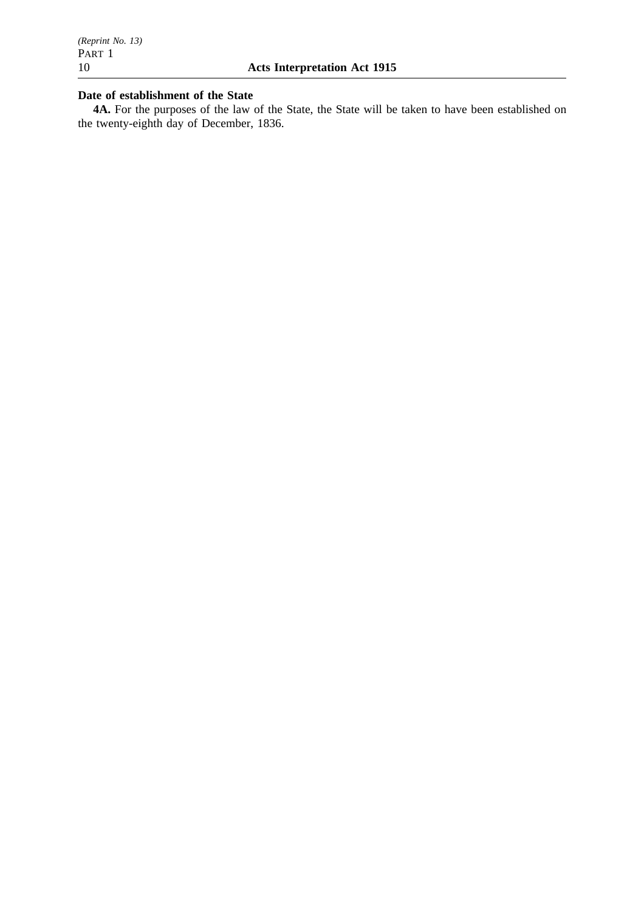**Date of establishment of the State**

**4A.** For the purposes of the law of the State, the State will be taken to have been established on the twenty-eighth day of December, 1836.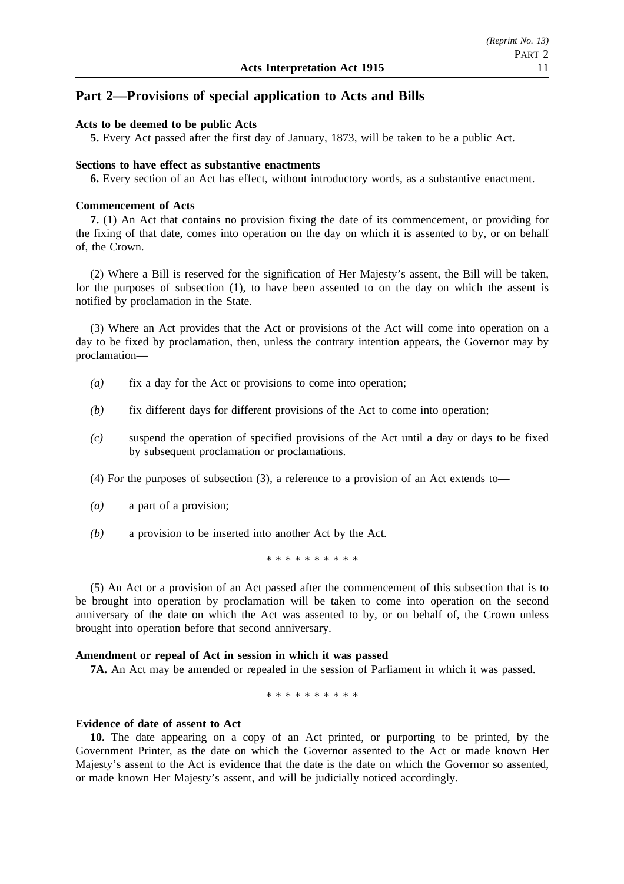## Part 2—Provisions of special application to Acts and Bills

**Acts to be deemed to be public Acts**

**5.** Every Act passed after the first day of January, 1873, will be taken to be a public Act.

**Sections to have effect as substantive enactments**

**6.** Every section of an Act has effect, without introductory words, as a substantive enactment.

**Commencement of Acts**

**7.** (1) An Act that contains no provision fixing the date of its commencement, or providing for the fixing of that date, comes into operation on the day on which it is assented to by, or on behalf of, the Crown.

(2) Where a Bill is reserved for the signification of Her Majesty's assent, the Bill will be taken, for the purposes of subsection (1), to have been assented to on the day on which the assent is notified by proclamation in the State.

(3) Where an Act provides that the Act or provisions of the Act will come into operation on a day to be fixed by proclamation, then, unless the contrary intention appears, the Governor may by proclamation—

*(a)* fix a day for the Act or provisions to come into operation;

*(b)* fix different days for different provisions of the Act to come into operation;

*(c)* suspend the operation of specified provisions of the Act until a day or days to be fixed by subsequent proclamation or proclamations.

(4) For the purposes of subsection (3), a reference to a provision of an Act extends to—

*(a)* a part of a provision;

*(b)* a provision to be inserted into another Act by the Act.

* * * * * * * * * *

(5) An Act or a provision of an Act passed after the commencement of this subsection that is to be brought into operation by proclamation will be taken to come into operation on the second anniversary of the date on which the Act was assented to by, or on behalf of, the Crown unless brought into operation before that second anniversary.

**Amendment or repeal of Act in session in which it was passed**

**7A.** An Act may be amended or repealed in the session of Parliament in which it was passed.

* * * * * * * * * *

**Evidence of date of assent to Act**

**10.** The date appearing on a copy of an Act printed, or purporting to be printed, by the Government Printer, as the date on which the Governor assented to the Act or made known Her Majesty's assent to the Act is evidence that the date is the date on which the Governor so assented, or made known Her Majesty's assent, and will be judicially noticed accordingly.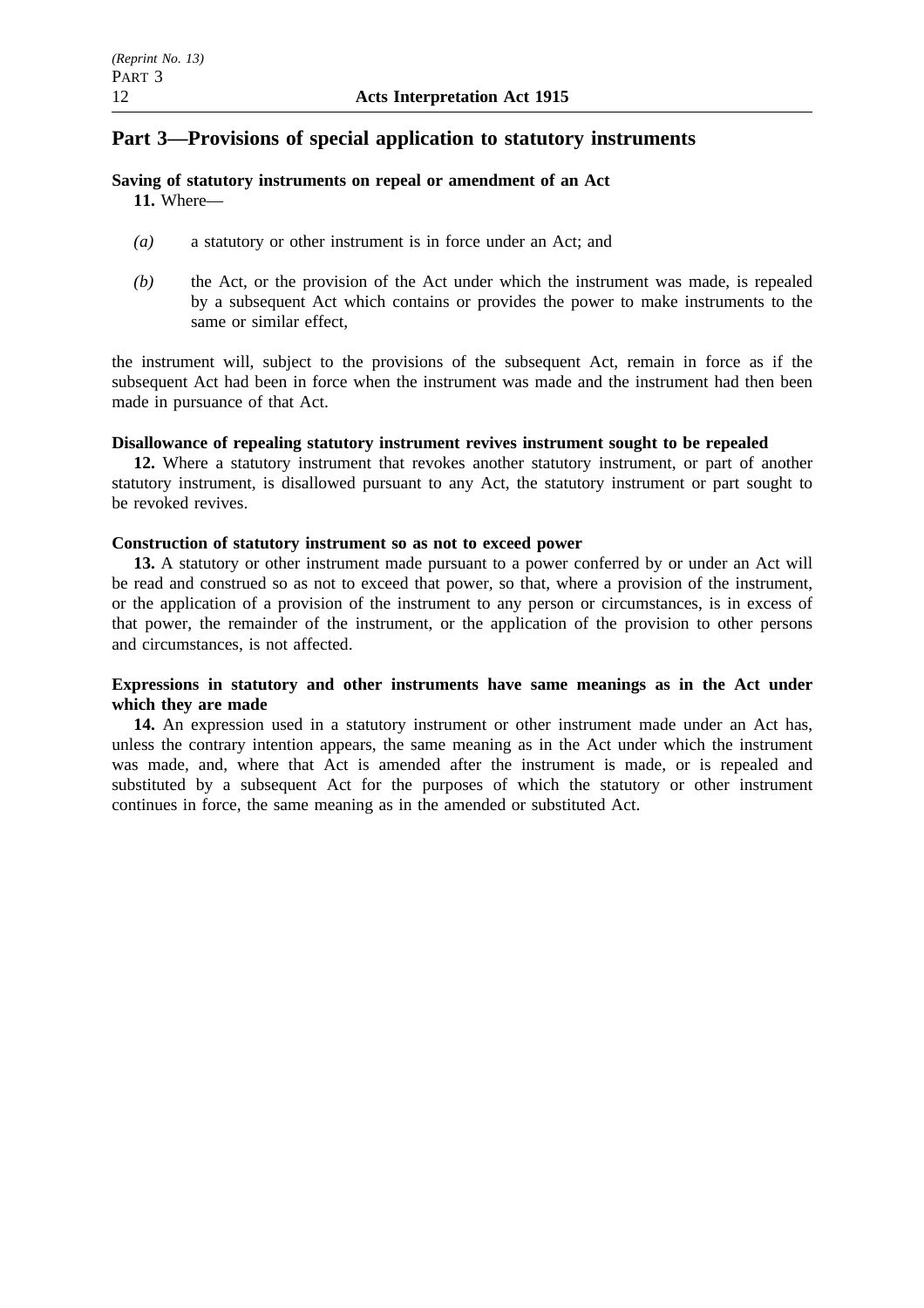## Part 3—Provisions of special application to statutory instruments

**Saving of statutory instruments on repeal or amendment of an Act**

**11.** Where—

*(a)* a statutory or other instrument is in force under an Act; and

*(b)* the Act, or the provision of the Act under which the instrument was made, is repealed by a subsequent Act which contains or provides the power to make instruments to the same or similar effect,

the instrument will, subject to the provisions of the subsequent Act, remain in force as if the subsequent Act had been in force when the instrument was made and the instrument had then been made in pursuance of that Act.

**Disallowance of repealing statutory instrument revives instrument sought to be repealed**

**12.** Where a statutory instrument that revokes another statutory instrument, or part of another statutory instrument, is disallowed pursuant to any Act, the statutory instrument or part sought to be revoked revives.

**Construction of statutory instrument so as not to exceed power**

**13.** A statutory or other instrument made pursuant to a power conferred by or under an Act will be read and construed so as not to exceed that power, so that, where a provision of the instrument, or the application of a provision of the instrument to any person or circumstances, is in excess of that power, the remainder of the instrument, or the application of the provision to other persons and circumstances, is not affected.

**Expressions in statutory and other instruments have same meanings as in the Act under which they are made**

**14.** An expression used in a statutory instrument or other instrument made under an Act has, unless the contrary intention appears, the same meaning as in the Act under which the instrument was made, and, where that Act is amended after the instrument is made, or is repealed and substituted by a subsequent Act for the purposes of which the statutory or other instrument continues in force, the same meaning as in the amended or substituted Act.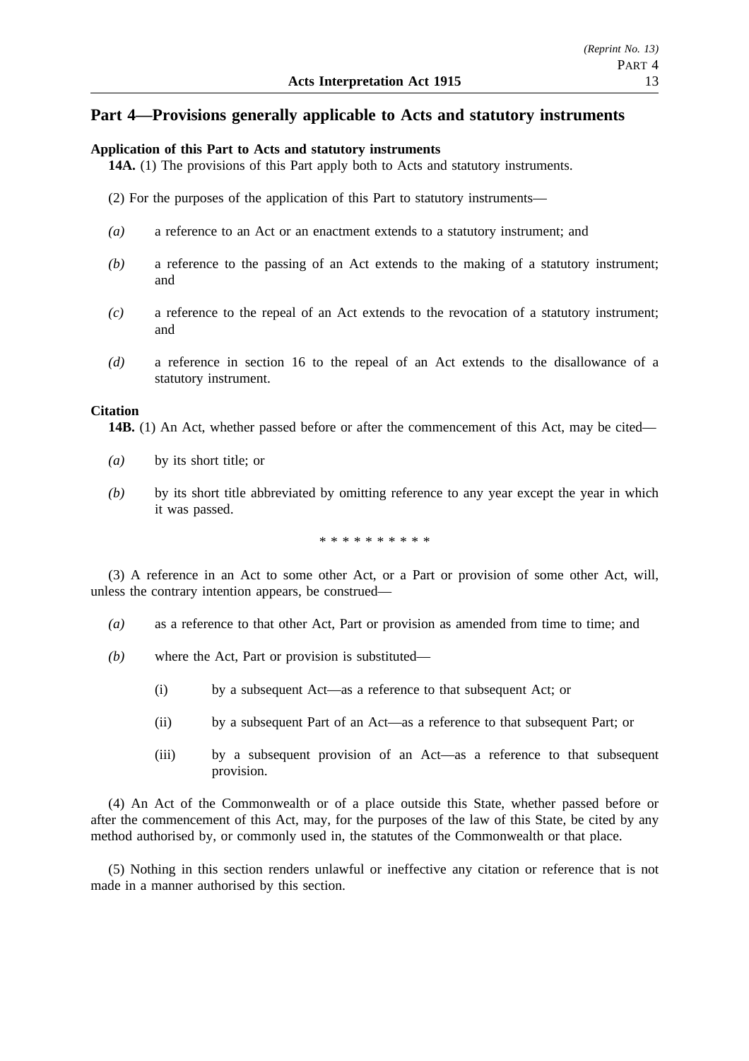## Part 4—Provisions generally applicable to Acts and statutory instruments

**Application of this Part to Acts and statutory instruments**

**14A.** (1) The provisions of this Part apply both to Acts and statutory instruments.

(2) For the purposes of the application of this Part to statutory instruments—

*(a)* a reference to an Act or an enactment extends to a statutory instrument; and

*(b)* a reference to the passing of an Act extends to the making of a statutory instrument; and

*(c)* a reference to the repeal of an Act extends to the revocation of a statutory instrument; and

*(d)* a reference in section 16 to the repeal of an Act extends to the disallowance of a statutory instrument.

**Citation**

**14B.** (1) An Act, whether passed before or after the commencement of this Act, may be cited—

*(a)* by its short title; or

*(b)* by its short title abbreviated by omitting reference to any year except the year in which it was passed.

\* \* \* \* \* \* \* \* \* \*

(3) A reference in an Act to some other Act, or a Part or provision of some other Act, will, unless the contrary intention appears, be construed—

*(a)* as a reference to that other Act, Part or provision as amended from time to time; and

*(b)* where the Act, Part or provision is substituted—

(i) by a subsequent Act—as a reference to that subsequent Act; or

(ii) by a subsequent Part of an Act—as a reference to that subsequent Part; or

(iii) by a subsequent provision of an Act—as a reference to that subsequent provision.

(4) An Act of the Commonwealth or of a place outside this State, whether passed before or after the commencement of this Act, may, for the purposes of the law of this State, be cited by any method authorised by, or commonly used in, the statutes of the Commonwealth or that place.

(5) Nothing in this section renders unlawful or ineffective any citation or reference that is not made in a manner authorised by this section.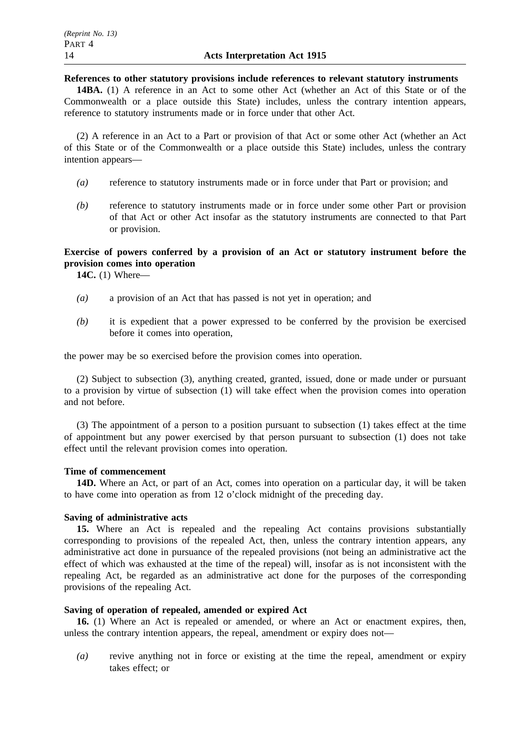**References to other statutory provisions include references to relevant statutory instruments**

**14BA.** (1) A reference in an Act to some other Act (whether an Act of this State or of the Commonwealth or a place outside this State) includes, unless the contrary intention appears, reference to statutory instruments made or in force under that other Act.

(2) A reference in an Act to a Part or provision of that Act or some other Act (whether an Act of this State or of the Commonwealth or a place outside this State) includes, unless the contrary intention appears—

*(a)* reference to statutory instruments made or in force under that Part or provision; and

*(b)* reference to statutory instruments made or in force under some other Part or provision of that Act or other Act insofar as the statutory instruments are connected to that Part or provision.

**Exercise of powers conferred by a provision of an Act or statutory instrument before the provision comes into operation**

**14C.** (1) Where—

*(a)* a provision of an Act that has passed is not yet in operation; and

*(b)* it is expedient that a power expressed to be conferred by the provision be exercised before it comes into operation,

the power may be so exercised before the provision comes into operation.

(2) Subject to subsection (3), anything created, granted, issued, done or made under or pursuant to a provision by virtue of subsection (1) will take effect when the provision comes into operation and not before.

(3) The appointment of a person to a position pursuant to subsection (1) takes effect at the time of appointment but any power exercised by that person pursuant to subsection (1) does not take effect until the relevant provision comes into operation.

**Time of commencement**

**14D.** Where an Act, or part of an Act, comes into operation on a particular day, it will be taken to have come into operation as from 12 o'clock midnight of the preceding day.

**Saving of administrative acts**

**15.** Where an Act is repealed and the repealing Act contains provisions substantially corresponding to provisions of the repealed Act, then, unless the contrary intention appears, any administrative act done in pursuance of the repealed provisions (not being an administrative act the effect of which was exhausted at the time of the repeal) will, insofar as is not inconsistent with the repealing Act, be regarded as an administrative act done for the purposes of the corresponding provisions of the repealing Act.

**Saving of operation of repealed, amended or expired Act**

**16.** (1) Where an Act is repealed or amended, or where an Act or enactment expires, then, unless the contrary intention appears, the repeal, amendment or expiry does not—

*(a)* revive anything not in force or existing at the time the repeal, amendment or expiry takes effect; or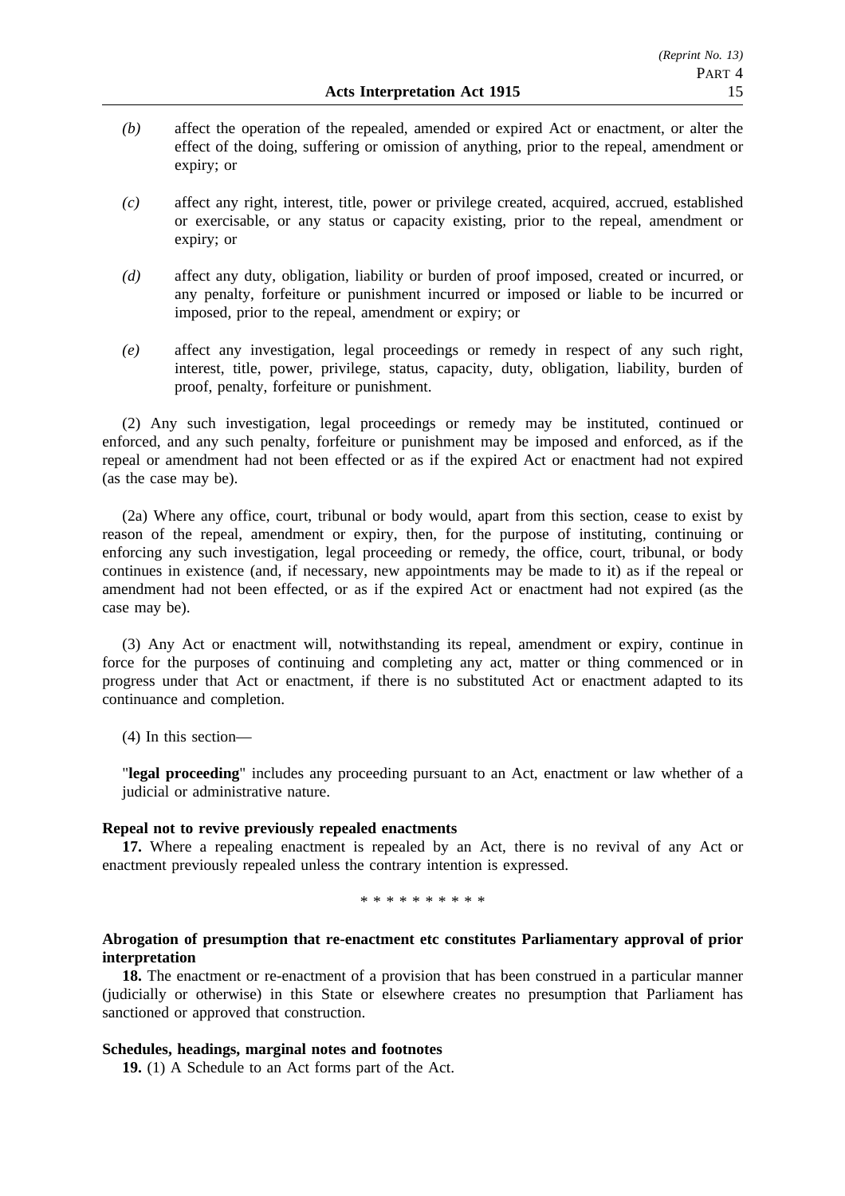*(b)* affect the operation of the repealed, amended or expired Act or enactment, or alter the effect of the doing, suffering or omission of anything, prior to the repeal, amendment or expiry; or

*(c)* affect any right, interest, title, power or privilege created, acquired, accrued, established or exercisable, or any status or capacity existing, prior to the repeal, amendment or expiry; or

*(d)* affect any duty, obligation, liability or burden of proof imposed, created or incurred, or any penalty, forfeiture or punishment incurred or imposed or liable to be incurred or imposed, prior to the repeal, amendment or expiry; or

*(e)* affect any investigation, legal proceedings or remedy in respect of any such right, interest, title, power, privilege, status, capacity, duty, obligation, liability, burden of proof, penalty, forfeiture or punishment.

(2) Any such investigation, legal proceedings or remedy may be instituted, continued or enforced, and any such penalty, forfeiture or punishment may be imposed and enforced, as if the repeal or amendment had not been effected or as if the expired Act or enactment had not expired (as the case may be).

(2a) Where any office, court, tribunal or body would, apart from this section, cease to exist by reason of the repeal, amendment or expiry, then, for the purpose of instituting, continuing or enforcing any such investigation, legal proceeding or remedy, the office, court, tribunal, or body continues in existence (and, if necessary, new appointments may be made to it) as if the repeal or amendment had not been effected, or as if the expired Act or enactment had not expired (as the case may be).

(3) Any Act or enactment will, notwithstanding its repeal, amendment or expiry, continue in force for the purposes of continuing and completing any act, matter or thing commenced or in progress under that Act or enactment, if there is no substituted Act or enactment adapted to its continuance and completion.

(4) In this section—

"**legal proceeding**" includes any proceeding pursuant to an Act, enactment or law whether of a judicial or administrative nature.

**Repeal not to revive previously repealed enactments**

**17.** Where a repealing enactment is repealed by an Act, there is no revival of any Act or enactment previously repealed unless the contrary intention is expressed.

\* \* \* \* \* \* \* \* \* \*

**Abrogation of presumption that re-enactment etc constitutes Parliamentary approval of prior interpretation**

**18.** The enactment or re-enactment of a provision that has been construed in a particular manner (judicially or otherwise) in this State or elsewhere creates no presumption that Parliament has sanctioned or approved that construction.

**Schedules, headings, marginal notes and footnotes**

**19.** (1) A Schedule to an Act forms part of the Act.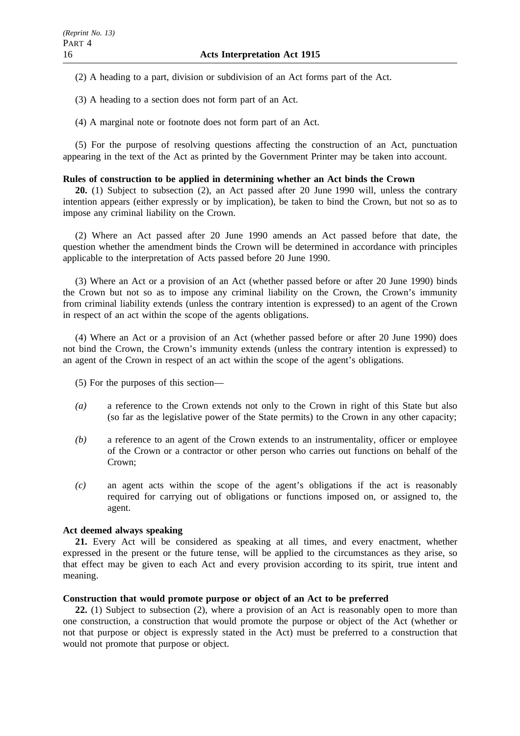(2) A heading to a part, division or subdivision of an Act forms part of the Act.

(3) A heading to a section does not form part of an Act.

(4) A marginal note or footnote does not form part of an Act.

(5) For the purpose of resolving questions affecting the construction of an Act, punctuation appearing in the text of the Act as printed by the Government Printer may be taken into account.

**Rules of construction to be applied in determining whether an Act binds the Crown**

**20.** (1) Subject to subsection (2), an Act passed after 20 June 1990 will, unless the contrary intention appears (either expressly or by implication), be taken to bind the Crown, but not so as to impose any criminal liability on the Crown.

(2) Where an Act passed after 20 June 1990 amends an Act passed before that date, the question whether the amendment binds the Crown will be determined in accordance with principles applicable to the interpretation of Acts passed before 20 June 1990.

(3) Where an Act or a provision of an Act (whether passed before or after 20 June 1990) binds the Crown but not so as to impose any criminal liability on the Crown, the Crown's immunity from criminal liability extends (unless the contrary intention is expressed) to an agent of the Crown in respect of an act within the scope of the agents obligations.

(4) Where an Act or a provision of an Act (whether passed before or after 20 June 1990) does not bind the Crown, the Crown's immunity extends (unless the contrary intention is expressed) to an agent of the Crown in respect of an act within the scope of the agent's obligations.

(5) For the purposes of this section—

*(a)* a reference to the Crown extends not only to the Crown in right of this State but also (so far as the legislative power of the State permits) to the Crown in any other capacity;

*(b)* a reference to an agent of the Crown extends to an instrumentality, officer or employee of the Crown or a contractor or other person who carries out functions on behalf of the Crown;

*(c)* an agent acts within the scope of the agent's obligations if the act is reasonably required for carrying out of obligations or functions imposed on, or assigned to, the agent.

**Act deemed always speaking**

**21.** Every Act will be considered as speaking at all times, and every enactment, whether expressed in the present or the future tense, will be applied to the circumstances as they arise, so that effect may be given to each Act and every provision according to its spirit, true intent and meaning.

**Construction that would promote purpose or object of an Act to be preferred**

**22.** (1) Subject to subsection (2), where a provision of an Act is reasonably open to more than one construction, a construction that would promote the purpose or object of the Act (whether or not that purpose or object is expressly stated in the Act) must be preferred to a construction that would not promote that purpose or object.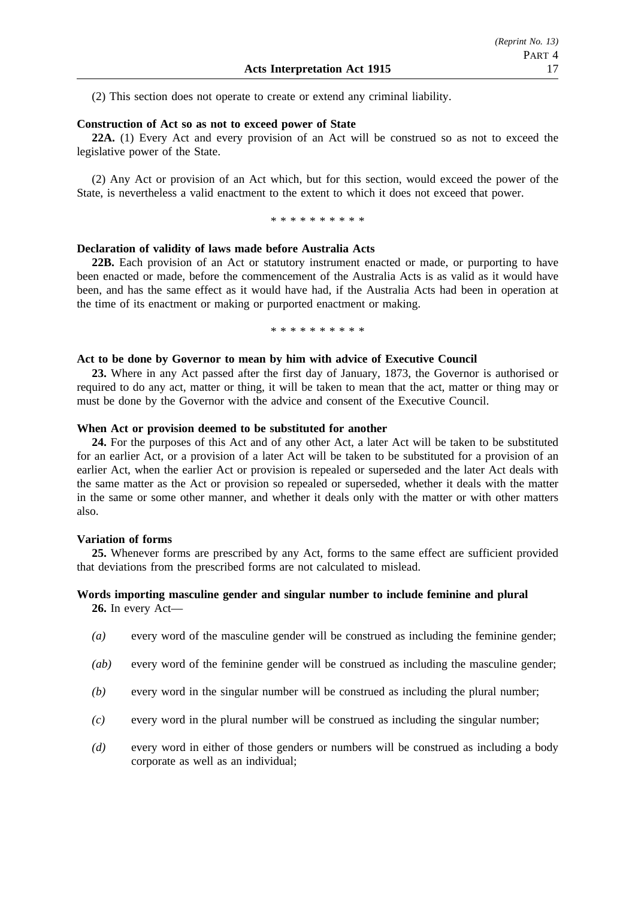(2) This section does not operate to create or extend any criminal liability.

**Construction of Act so as not to exceed power of State**

**22A.** (1) Every Act and every provision of an Act will be construed so as not to exceed the legislative power of the State.

(2) Any Act or provision of an Act which, but for this section, would exceed the power of the State, is nevertheless a valid enactment to the extent to which it does not exceed that power.

\* \* \* \* \* \* \* \* \* \*

**Declaration of validity of laws made before Australia Acts**

**22B.** Each provision of an Act or statutory instrument enacted or made, or purporting to have been enacted or made, before the commencement of the Australia Acts is as valid as it would have been, and has the same effect as it would have had, if the Australia Acts had been in operation at the time of its enactment or making or purported enactment or making.

\* \* \* \* \* \* \* \* \* \*

**Act to be done by Governor to mean by him with advice of Executive Council**

**23.** Where in any Act passed after the first day of January, 1873, the Governor is authorised or required to do any act, matter or thing, it will be taken to mean that the act, matter or thing may or must be done by the Governor with the advice and consent of the Executive Council.

**When Act or provision deemed to be substituted for another**

**24.** For the purposes of this Act and of any other Act, a later Act will be taken to be substituted for an earlier Act, or a provision of a later Act will be taken to be substituted for a provision of an earlier Act, when the earlier Act or provision is repealed or superseded and the later Act deals with the same matter as the Act or provision so repealed or superseded, whether it deals with the matter in the same or some other manner, and whether it deals only with the matter or with other matters also.

**Variation of forms**

**25.** Whenever forms are prescribed by any Act, forms to the same effect are sufficient provided that deviations from the prescribed forms are not calculated to mislead.

**Words importing masculine gender and singular number to include feminine and plural**

**26.** In every Act—

*(a)* every word of the masculine gender will be construed as including the feminine gender;

*(ab)* every word of the feminine gender will be construed as including the masculine gender;

*(b)* every word in the singular number will be construed as including the plural number;

*(c)* every word in the plural number will be construed as including the singular number;

*(d)* every word in either of those genders or numbers will be construed as including a body corporate as well as an individual;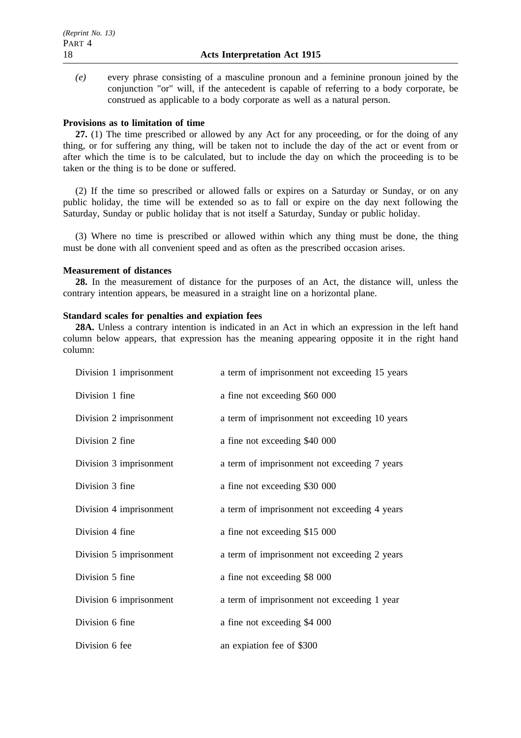*(e)* every phrase consisting of a masculine pronoun and a feminine pronoun joined by the conjunction "or" will, if the antecedent is capable of referring to a body corporate, be construed as applicable to a body corporate as well as a natural person.

**Provisions as to limitation of time**

**27.** (1) The time prescribed or allowed by any Act for any proceeding, or for the doing of any thing, or for suffering any thing, will be taken not to include the day of the act or event from or after which the time is to be calculated, but to include the day on which the proceeding is to be taken or the thing is to be done or suffered.

(2) If the time so prescribed or allowed falls or expires on a Saturday or Sunday, or on any public holiday, the time will be extended so as to fall or expire on the day next following the Saturday, Sunday or public holiday that is not itself a Saturday, Sunday or public holiday.

(3) Where no time is prescribed or allowed within which any thing must be done, the thing must be done with all convenient speed and as often as the prescribed occasion arises.

**Measurement of distances**

**28.** In the measurement of distance for the purposes of an Act, the distance will, unless the contrary intention appears, be measured in a straight line on a horizontal plane.

**Standard scales for penalties and expiation fees**

**28A.** Unless a contrary intention is indicated in an Act in which an expression in the left hand column below appears, that expression has the meaning appearing opposite it in the right hand column:

| | |
|---|---|
| Division 1 imprisonment | a term of imprisonment not exceeding 15 years |
| Division 1 fine | a fine not exceeding $60 000 |
| Division 2 imprisonment | a term of imprisonment not exceeding 10 years |
| Division 2 fine | a fine not exceeding $40 000 |
| Division 3 imprisonment | a term of imprisonment not exceeding 7 years |
| Division 3 fine | a fine not exceeding $30 000 |
| Division 4 imprisonment | a term of imprisonment not exceeding 4 years |
| Division 4 fine | a fine not exceeding $15 000 |
| Division 5 imprisonment | a term of imprisonment not exceeding 2 years |
| Division 5 fine | a fine not exceeding $8 000 |
| Division 6 imprisonment | a term of imprisonment not exceeding 1 year |
| Division 6 fine | a fine not exceeding $4 000 |
| Division 6 fee | an expiation fee of $300 |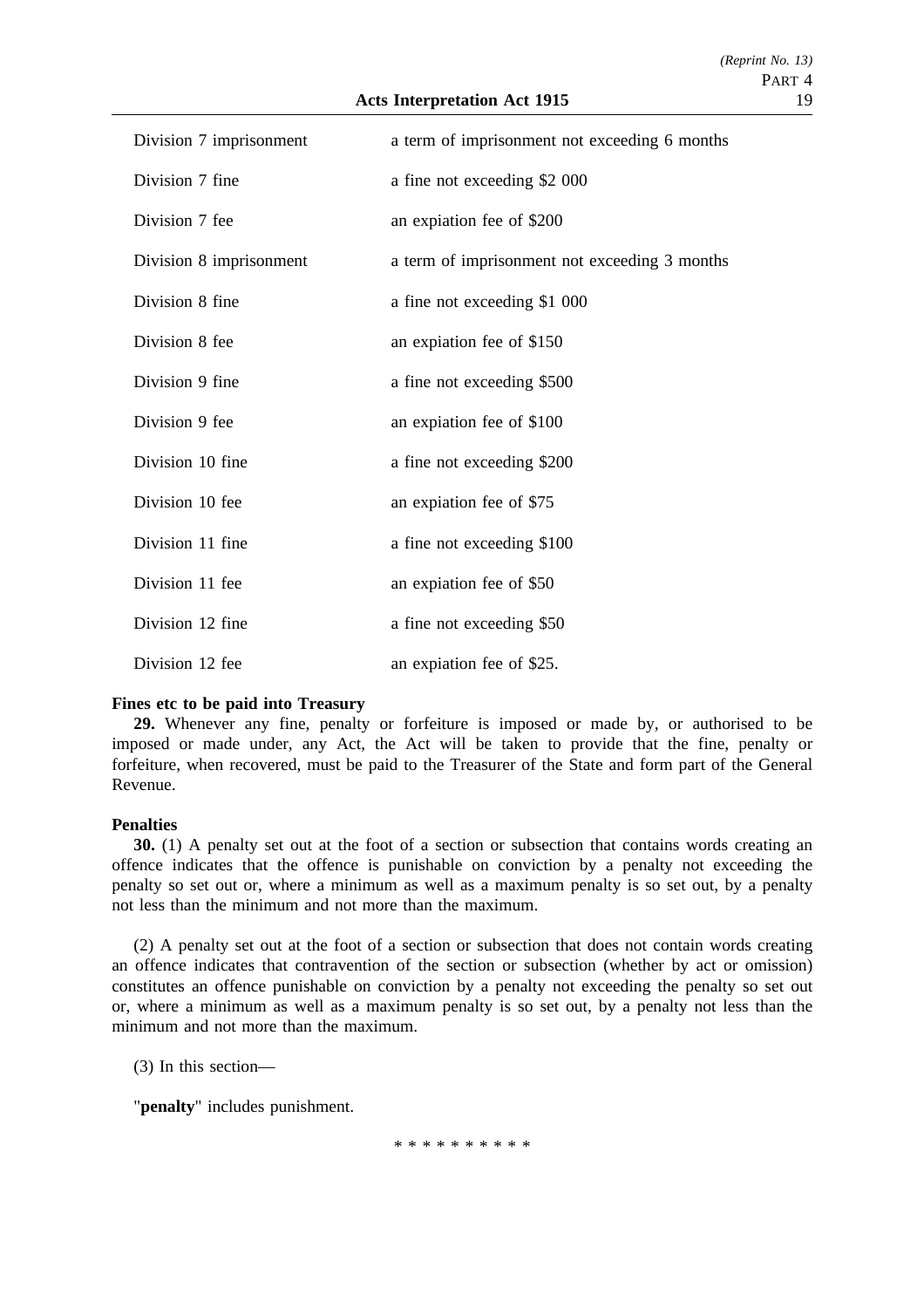| | |
|---|---|
| Division 7 imprisonment | a term of imprisonment not exceeding 6 months |
| Division 7 fine | a fine not exceeding $2 000 |
| Division 7 fee | an expiation fee of $200 |
| Division 8 imprisonment | a term of imprisonment not exceeding 3 months |
| Division 8 fine | a fine not exceeding $1 000 |
| Division 8 fee | an expiation fee of $150 |
| Division 9 fine | a fine not exceeding $500 |
| Division 9 fee | an expiation fee of $100 |
| Division 10 fine | a fine not exceeding $200 |
| Division 10 fee | an expiation fee of $75 |
| Division 11 fine | a fine not exceeding $100 |
| Division 11 fee | an expiation fee of $50 |
| Division 12 fine | a fine not exceeding $50 |
| Division 12 fee | an expiation fee of $25. |

**Fines etc to be paid into Treasury**

**29.** Whenever any fine, penalty or forfeiture is imposed or made by, or authorised to be imposed or made under, any Act, the Act will be taken to provide that the fine, penalty or forfeiture, when recovered, must be paid to the Treasurer of the State and form part of the General Revenue.

**Penalties**

**30.** (1) A penalty set out at the foot of a section or subsection that contains words creating an offence indicates that the offence is punishable on conviction by a penalty not exceeding the penalty so set out or, where a minimum as well as a maximum penalty is so set out, by a penalty not less than the minimum and not more than the maximum.

(2) A penalty set out at the foot of a section or subsection that does not contain words creating an offence indicates that contravention of the section or subsection (whether by act or omission) constitutes an offence punishable on conviction by a penalty not exceeding the penalty so set out or, where a minimum as well as a maximum penalty is so set out, by a penalty not less than the minimum and not more than the maximum.

(3) In this section—

"**penalty**" includes punishment.

\* \* \* \* \* \* \* \* \* \*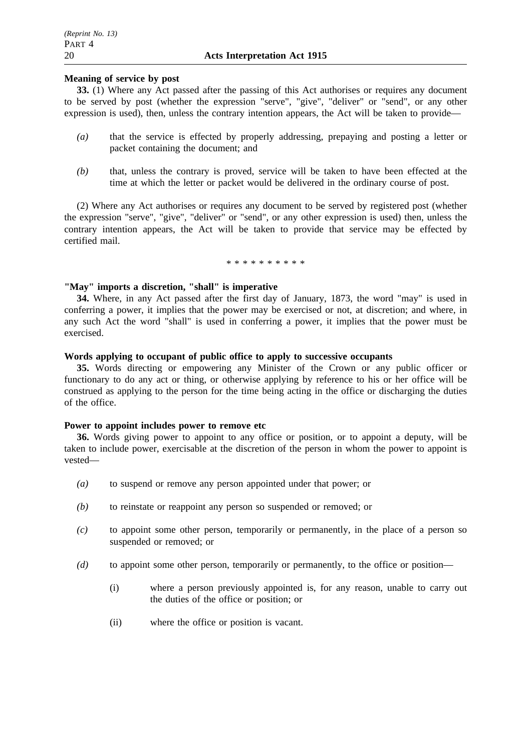**Meaning of service by post**

**33.** (1) Where any Act passed after the passing of this Act authorises or requires any document to be served by post (whether the expression "serve", "give", "deliver" or "send", or any other expression is used), then, unless the contrary intention appears, the Act will be taken to provide—

*(a)* that the service is effected by properly addressing, prepaying and posting a letter or packet containing the document; and

*(b)* that, unless the contrary is proved, service will be taken to have been effected at the time at which the letter or packet would be delivered in the ordinary course of post.

(2) Where any Act authorises or requires any document to be served by registered post (whether the expression "serve", "give", "deliver" or "send", or any other expression is used) then, unless the contrary intention appears, the Act will be taken to provide that service may be effected by certified mail.

* * * * * * * * * *

**"May" imports a discretion, "shall" is imperative**

**34.** Where, in any Act passed after the first day of January, 1873, the word "may" is used in conferring a power, it implies that the power may be exercised or not, at discretion; and where, in any such Act the word "shall" is used in conferring a power, it implies that the power must be exercised.

**Words applying to occupant of public office to apply to successive occupants**

**35.** Words directing or empowering any Minister of the Crown or any public officer or functionary to do any act or thing, or otherwise applying by reference to his or her office will be construed as applying to the person for the time being acting in the office or discharging the duties of the office.

**Power to appoint includes power to remove etc**

**36.** Words giving power to appoint to any office or position, or to appoint a deputy, will be taken to include power, exercisable at the discretion of the person in whom the power to appoint is vested—

*(a)* to suspend or remove any person appointed under that power; or

*(b)* to reinstate or reappoint any person so suspended or removed; or

*(c)* to appoint some other person, temporarily or permanently, in the place of a person so suspended or removed; or

*(d)* to appoint some other person, temporarily or permanently, to the office or position—

(i) where a person previously appointed is, for any reason, unable to carry out the duties of the office or position; or

(ii) where the office or position is vacant.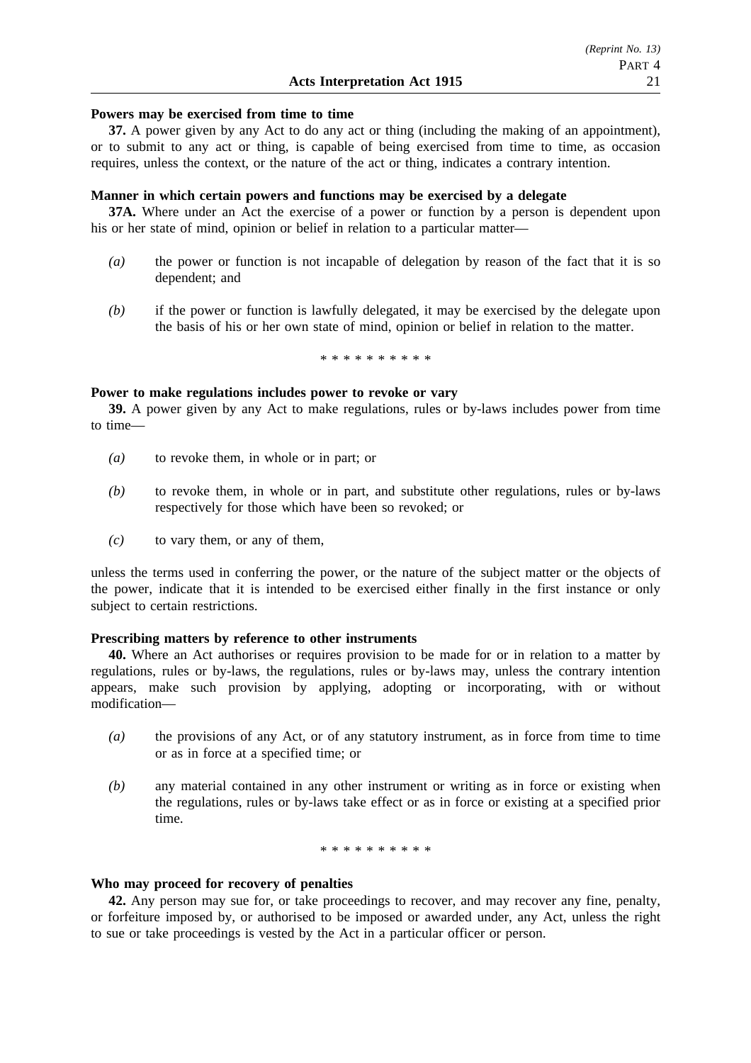**Powers may be exercised from time to time**

**37.** A power given by any Act to do any act or thing (including the making of an appointment), or to submit to any act or thing, is capable of being exercised from time to time, as occasion requires, unless the context, or the nature of the act or thing, indicates a contrary intention.

**Manner in which certain powers and functions may be exercised by a delegate**

**37A.** Where under an Act the exercise of a power or function by a person is dependent upon his or her state of mind, opinion or belief in relation to a particular matter—

- *(a)* the power or function is not incapable of delegation by reason of the fact that it is so dependent; and
- *(b)* if the power or function is lawfully delegated, it may be exercised by the delegate upon the basis of his or her own state of mind, opinion or belief in relation to the matter.

\* \* \* \* \* \* \* \* \* \*

**Power to make regulations includes power to revoke or vary**

**39.** A power given by any Act to make regulations, rules or by-laws includes power from time to time—

- *(a)* to revoke them, in whole or in part; or
- *(b)* to revoke them, in whole or in part, and substitute other regulations, rules or by-laws respectively for those which have been so revoked; or
- *(c)* to vary them, or any of them,

unless the terms used in conferring the power, or the nature of the subject matter or the objects of the power, indicate that it is intended to be exercised either finally in the first instance or only subject to certain restrictions.

**Prescribing matters by reference to other instruments**

**40.** Where an Act authorises or requires provision to be made for or in relation to a matter by regulations, rules or by-laws, the regulations, rules or by-laws may, unless the contrary intention appears, make such provision by applying, adopting or incorporating, with or without modification—

- *(a)* the provisions of any Act, or of any statutory instrument, as in force from time to time or as in force at a specified time; or
- *(b)* any material contained in any other instrument or writing as in force or existing when the regulations, rules or by-laws take effect or as in force or existing at a specified prior time.

\* \* \* \* \* \* \* \* \* \*

**Who may proceed for recovery of penalties**

**42.** Any person may sue for, or take proceedings to recover, and may recover any fine, penalty, or forfeiture imposed by, or authorised to be imposed or awarded under, any Act, unless the right to sue or take proceedings is vested by the Act in a particular officer or person.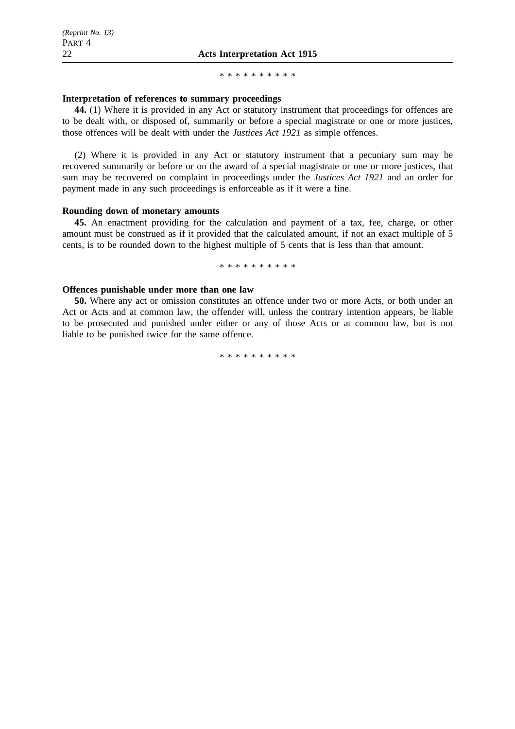\* \* \* \* \* \* \* \* \* \*

**Interpretation of references to summary proceedings**

**44.** (1) Where it is provided in any Act or statutory instrument that proceedings for offences are to be dealt with, or disposed of, summarily or before a special magistrate or one or more justices, those offences will be dealt with under the *Justices Act 1921* as simple offences.

(2) Where it is provided in any Act or statutory instrument that a pecuniary sum may be recovered summarily or before or on the award of a special magistrate or one or more justices, that sum may be recovered on complaint in proceedings under the *Justices Act 1921* and an order for payment made in any such proceedings is enforceable as if it were a fine.

**Rounding down of monetary amounts**

**45.** An enactment providing for the calculation and payment of a tax, fee, charge, or other amount must be construed as if it provided that the calculated amount, if not an exact multiple of 5 cents, is to be rounded down to the highest multiple of 5 cents that is less than that amount.

\* \* \* \* \* \* \* \* \* \*

**Offences punishable under more than one law**

**50.** Where any act or omission constitutes an offence under two or more Acts, or both under an Act or Acts and at common law, the offender will, unless the contrary intention appears, be liable to be prosecuted and punished under either or any of those Acts or at common law, but is not liable to be punished twice for the same offence.

\* \* \* \* \* \* \* \* \* \*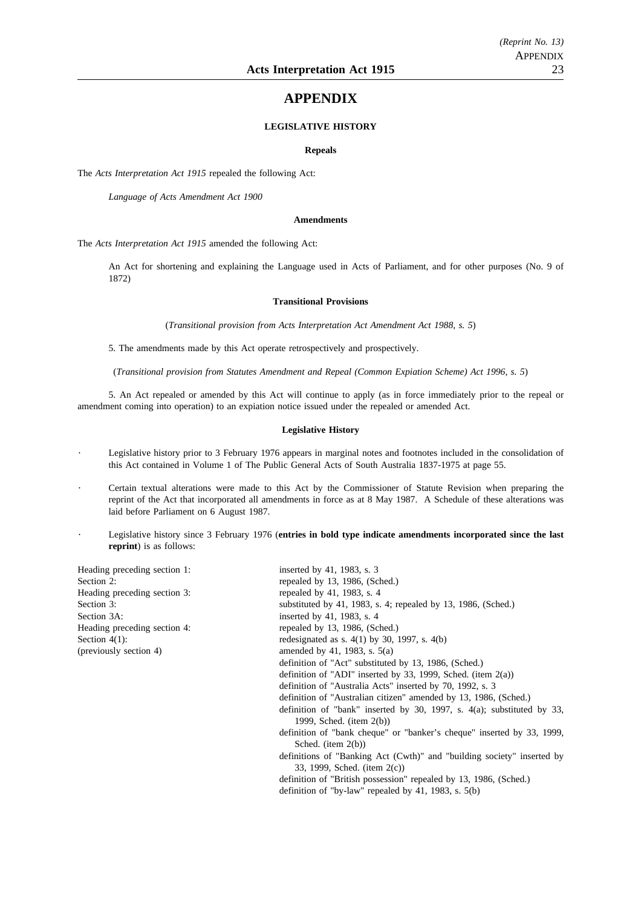# APPENDIX

### LEGISLATIVE HISTORY

#### Repeals

The *Acts Interpretation Act 1915* repealed the following Act:

*Language of Acts Amendment Act 1900*

#### Amendments

The *Acts Interpretation Act 1915* amended the following Act:

An Act for shortening and explaining the Language used in Acts of Parliament, and for other purposes (No. 9 of 1872)

#### Transitional Provisions

(*Transitional provision from Acts Interpretation Act Amendment Act 1988, s. 5*)

5. The amendments made by this Act operate retrospectively and prospectively.

(*Transitional provision from Statutes Amendment and Repeal (Common Expiation Scheme) Act 1996, s. 5*)

5. An Act repealed or amended by this Act will continue to apply (as in force immediately prior to the repeal or amendment coming into operation) to an expiation notice issued under the repealed or amended Act.

#### Legislative History

- Legislative history prior to 3 February 1976 appears in marginal notes and footnotes included in the consolidation of this Act contained in Volume 1 of The Public General Acts of South Australia 1837-1975 at page 55.
- Certain textual alterations were made to this Act by the Commissioner of Statute Revision when preparing the reprint of the Act that incorporated all amendments in force as at 8 May 1987. A Schedule of these alterations was laid before Parliament on 6 August 1987.
- Legislative history since 3 February 1976 (**entries in bold type indicate amendments incorporated since the last reprint**) is as follows:

| | |
|---|---|
| Heading preceding section 1: | inserted by 41, 1983, s. 3 |
| Section 2: | repealed by 13, 1986, (Sched.) |
| Heading preceding section 3: | repealed by 41, 1983, s. 4 |
| Section 3: | substituted by 41, 1983, s. 4; repealed by 13, 1986, (Sched.) |
| Section 3A: | inserted by 41, 1983, s. 4 |
| Heading preceding section 4: | repealed by 13, 1986, (Sched.) |
| Section 4(1): | redesignated as s. 4(1) by 30, 1997, s. 4(b) |
| (previously section 4) | amended by 41, 1983, s. 5(a) |
| | definition of "Act" substituted by 13, 1986, (Sched.) |
| | definition of "ADI" inserted by 33, 1999, Sched. (item 2(a)) |
| | definition of "Australia Acts" inserted by 70, 1992, s. 3 |
| | definition of "Australian citizen" amended by 13, 1986, (Sched.) |
| | definition of "bank" inserted by 30, 1997, s. 4(a); substituted by 33, 1999, Sched. (item 2(b)) |
| | definition of "bank cheque" or "banker's cheque" inserted by 33, 1999, Sched. (item 2(b)) |
| | definitions of "Banking Act (Cwth)" and "building society" inserted by 33, 1999, Sched. (item 2(c)) |
| | definition of "British possession" repealed by 13, 1986, (Sched.) |
| | definition of "by-law" repealed by 41, 1983, s. 5(b) |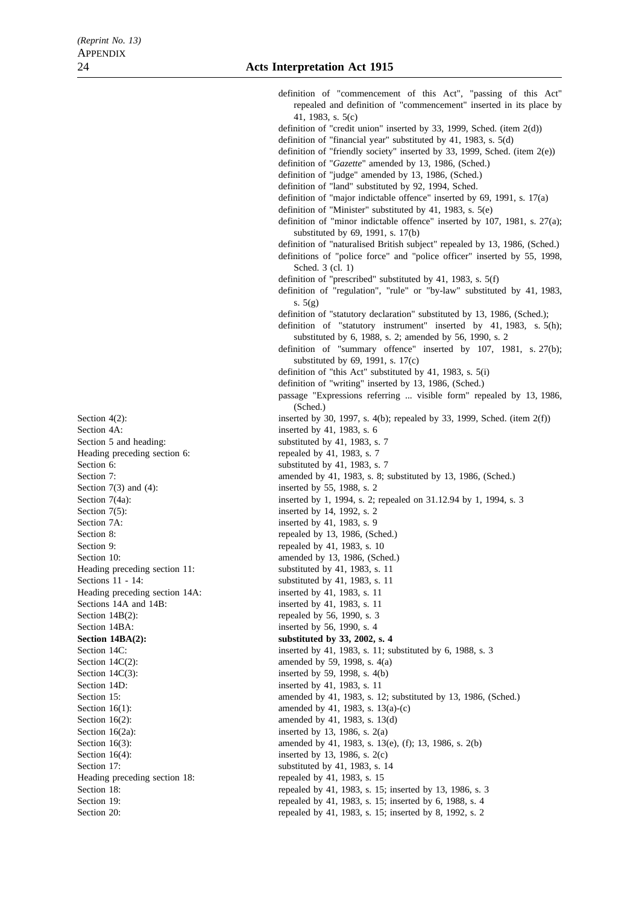definition of "commencement of this Act", "passing of this Act" repealed and definition of "commencement" inserted in its place by 41, 1983, s. 5(c)
definition of "credit union" inserted by 33, 1999, Sched. (item 2(d))
definition of "financial year" substituted by 41, 1983, s. 5(d)
definition of "friendly society" inserted by 33, 1999, Sched. (item 2(e))
definition of "*Gazette*" amended by 13, 1986, (Sched.)
definition of "judge" amended by 13, 1986, (Sched.)
definition of "land" substituted by 92, 1994, Sched.
definition of "major indictable offence" inserted by 69, 1991, s. 17(a)
definition of "Minister" substituted by 41, 1983, s. 5(e)
definition of "minor indictable offence" inserted by 107, 1981, s. 27(a); substituted by 69, 1991, s. 17(b)
definition of "naturalised British subject" repealed by 13, 1986, (Sched.)
definitions of "police force" and "police officer" inserted by 55, 1998, Sched. 3 (cl. 1)
definition of "prescribed" substituted by 41, 1983, s. 5(f)
definition of "regulation", "rule" or "by-law" substituted by 41, 1983, s. 5(g)
definition of "statutory declaration" substituted by 13, 1986, (Sched.);
definition of "statutory instrument" inserted by 41, 1983, s. 5(h); substituted by 6, 1988, s. 2; amended by 56, 1990, s. 2
definition of "summary offence" inserted by 107, 1981, s. 27(b); substituted by 69, 1991, s. 17(c)
definition of "this Act" substituted by 41, 1983, s. 5(i)
definition of "writing" inserted by 13, 1986, (Sched.)
passage "Expressions referring ... visible form" repealed by 13, 1986, (Sched.)

| | |
|---|---|
| Section 4(2): | inserted by 30, 1997, s. 4(b); repealed by 33, 1999, Sched. (item 2(f)) |
| Section 4A: | inserted by 41, 1983, s. 6 |
| Section 5 and heading: | substituted by 41, 1983, s. 7 |
| Heading preceding section 6: | repealed by 41, 1983, s. 7 |
| Section 6: | substituted by 41, 1983, s. 7 |
| Section 7: | amended by 41, 1983, s. 8; substituted by 13, 1986, (Sched.) |
| Section 7(3) and (4): | inserted by 55, 1988, s. 2 |
| Section 7(4a): | inserted by 1, 1994, s. 2; repealed on 31.12.94 by 1, 1994, s. 3 |
| Section 7(5): | inserted by 14, 1992, s. 2 |
| Section 7A: | inserted by 41, 1983, s. 9 |
| Section 8: | repealed by 13, 1986, (Sched.) |
| Section 9: | repealed by 41, 1983, s. 10 |
| Section 10: | amended by 13, 1986, (Sched.) |
| Heading preceding section 11: | substituted by 41, 1983, s. 11 |
| Sections 11 - 14: | substituted by 41, 1983, s. 11 |
| Heading preceding section 14A: | inserted by 41, 1983, s. 11 |
| Sections 14A and 14B: | inserted by 41, 1983, s. 11 |
| Section 14B(2): | repealed by 56, 1990, s. 3 |
| Section 14BA: | inserted by 56, 1990, s. 4 |
| **Section 14BA(2):** | **substituted by 33, 2002, s. 4** |
| Section 14C: | inserted by 41, 1983, s. 11; substituted by 6, 1988, s. 3 |
| Section 14C(2): | amended by 59, 1998, s. 4(a) |
| Section 14C(3): | inserted by 59, 1998, s. 4(b) |
| Section 14D: | inserted by 41, 1983, s. 11 |
| Section 15: | amended by 41, 1983, s. 12; substituted by 13, 1986, (Sched.) |
| Section 16(1): | amended by 41, 1983, s. 13(a)-(c) |
| Section 16(2): | amended by 41, 1983, s. 13(d) |
| Section 16(2a): | inserted by 13, 1986, s. 2(a) |
| Section 16(3): | amended by 41, 1983, s. 13(e), (f); 13, 1986, s. 2(b) |
| Section 16(4): | inserted by 13, 1986, s. 2(c) |
| Section 17: | substituted by 41, 1983, s. 14 |
| Heading preceding section 18: | repealed by 41, 1983, s. 15 |
| Section 18: | repealed by 41, 1983, s. 15; inserted by 13, 1986, s. 3 |
| Section 19: | repealed by 41, 1983, s. 15; inserted by 6, 1988, s. 4 |
| Section 20: | repealed by 41, 1983, s. 15; inserted by 8, 1992, s. 2 |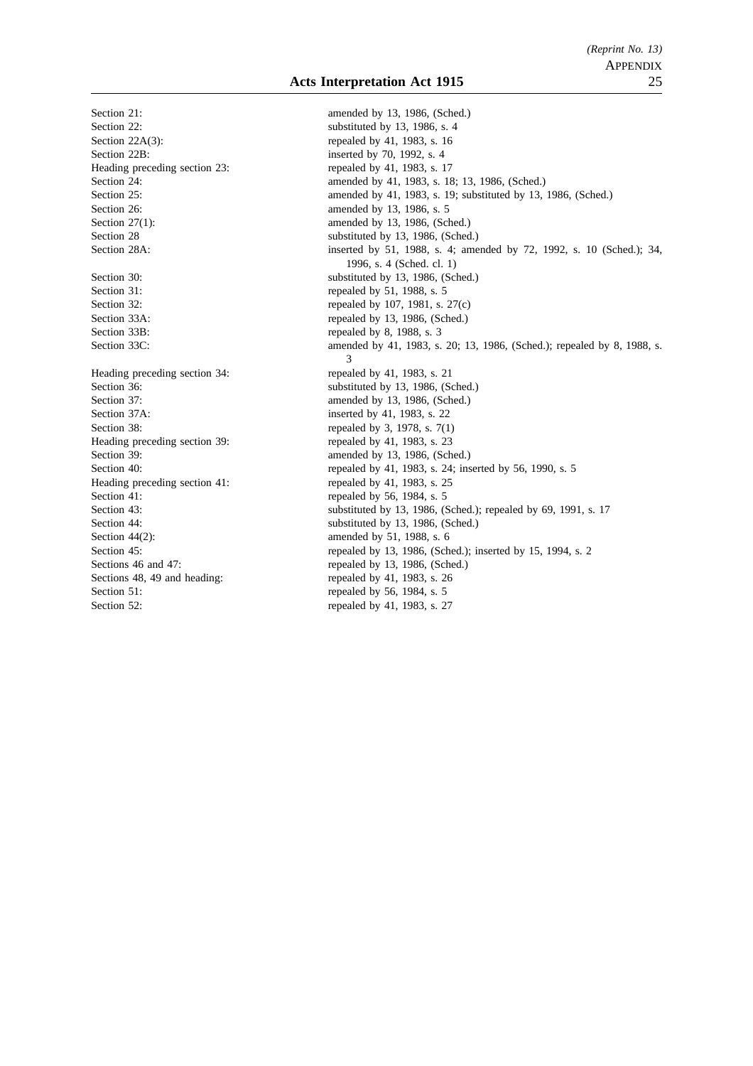| | |
|---|---|
| Section 21: | amended by 13, 1986, (Sched.) |
| Section 22: | substituted by 13, 1986, s. 4 |
| Section 22A(3): | repealed by 41, 1983, s. 16 |
| Section 22B: | inserted by 70, 1992, s. 4 |
| Heading preceding section 23: | repealed by 41, 1983, s. 17 |
| Section 24: | amended by 41, 1983, s. 18; 13, 1986, (Sched.) |
| Section 25: | amended by 41, 1983, s. 19; substituted by 13, 1986, (Sched.) |
| Section 26: | amended by 13, 1986, s. 5 |
| Section 27(1): | amended by 13, 1986, (Sched.) |
| Section 28 | substituted by 13, 1986, (Sched.) |
| Section 28A: | inserted by 51, 1988, s. 4; amended by 72, 1992, s. 10 (Sched.); 34, 1996, s. 4 (Sched. cl. 1) |
| Section 30: | substituted by 13, 1986, (Sched.) |
| Section 31: | repealed by 51, 1988, s. 5 |
| Section 32: | repealed by 107, 1981, s. 27(c) |
| Section 33A: | repealed by 13, 1986, (Sched.) |
| Section 33B: | repealed by 8, 1988, s. 3 |
| Section 33C: | amended by 41, 1983, s. 20; 13, 1986, (Sched.); repealed by 8, 1988, s. 3 |
| Heading preceding section 34: | repealed by 41, 1983, s. 21 |
| Section 36: | substituted by 13, 1986, (Sched.) |
| Section 37: | amended by 13, 1986, (Sched.) |
| Section 37A: | inserted by 41, 1983, s. 22 |
| Section 38: | repealed by 3, 1978, s. 7(1) |
| Heading preceding section 39: | repealed by 41, 1983, s. 23 |
| Section 39: | amended by 13, 1986, (Sched.) |
| Section 40: | repealed by 41, 1983, s. 24; inserted by 56, 1990, s. 5 |
| Heading preceding section 41: | repealed by 41, 1983, s. 25 |
| Section 41: | repealed by 56, 1984, s. 5 |
| Section 43: | substituted by 13, 1986, (Sched.); repealed by 69, 1991, s. 17 |
| Section 44: | substituted by 13, 1986, (Sched.) |
| Section 44(2): | amended by 51, 1988, s. 6 |
| Section 45: | repealed by 13, 1986, (Sched.); inserted by 15, 1994, s. 2 |
| Sections 46 and 47: | repealed by 13, 1986, (Sched.) |
| Sections 48, 49 and heading: | repealed by 41, 1983, s. 26 |
| Section 51: | repealed by 56, 1984, s. 5 |
| Section 52: | repealed by 41, 1983, s. 27 |